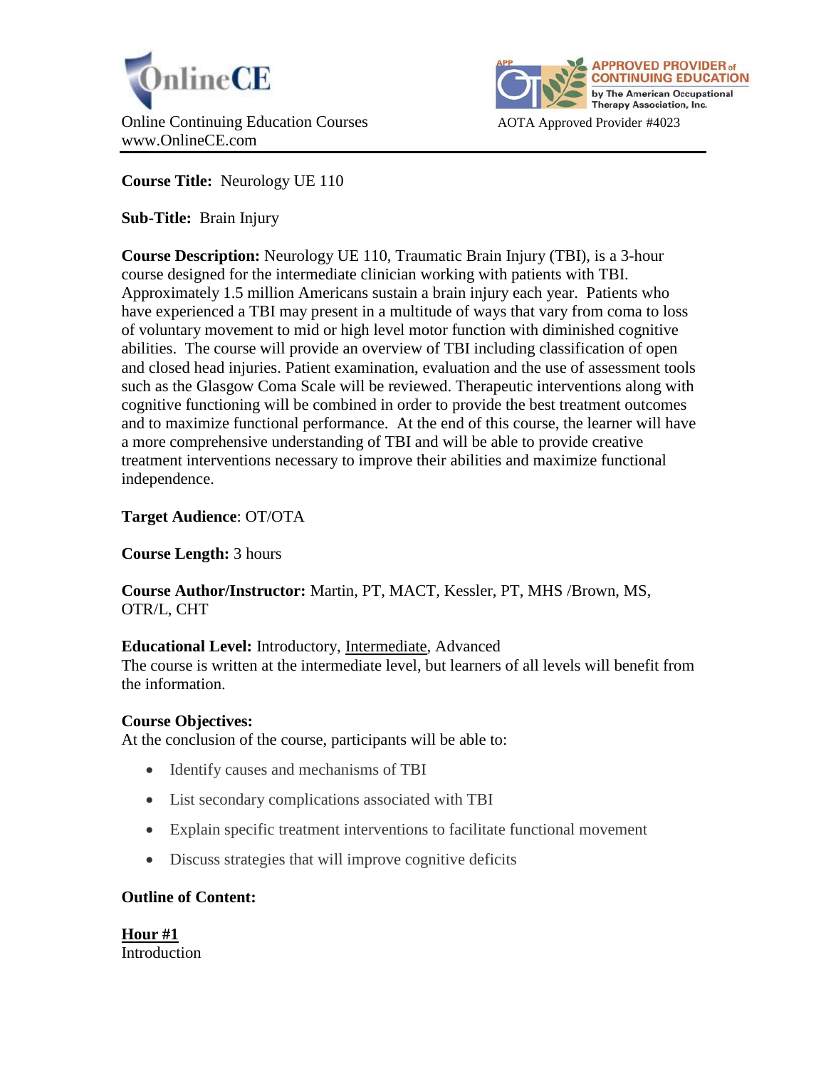OnlineCE

Online Continuing Education Courses
www.OnlineCE.com

APPROVED PROVIDER of CONTINUING EDUCATION by The American Occupational Therapy Association, Inc.

AOTA Approved Provider #4023

**Course Title:** Neurology UE 110

**Sub-Title:** Brain Injury

**Course Description:** Neurology UE 110, Traumatic Brain Injury (TBI), is a 3-hour course designed for the intermediate clinician working with patients with TBI. Approximately 1.5 million Americans sustain a brain injury each year. Patients who have experienced a TBI may present in a multitude of ways that vary from coma to loss of voluntary movement to mid or high level motor function with diminished cognitive abilities. The course will provide an overview of TBI including classification of open and closed head injuries. Patient examination, evaluation and the use of assessment tools such as the Glasgow Coma Scale will be reviewed. Therapeutic interventions along with cognitive functioning will be combined in order to provide the best treatment outcomes and to maximize functional performance. At the end of this course, the learner will have a more comprehensive understanding of TBI and will be able to provide creative treatment interventions necessary to improve their abilities and maximize functional independence.

**Target Audience**: OT/OTA

**Course Length:** 3 hours

**Course Author/Instructor:** Martin, PT, MACT, Kessler, PT, MHS /Brown, MS, OTR/L, CHT

**Educational Level:** Introductory, <u>Intermediate</u>, Advanced
The course is written at the intermediate level, but learners of all levels will benefit from the information.

**Course Objectives:**
At the conclusion of the course, participants will be able to:

- Identify causes and mechanisms of TBI
- List secondary complications associated with TBI
- Explain specific treatment interventions to facilitate functional movement
- Discuss strategies that will improve cognitive deficits

**Outline of Content:**

**<u>Hour #1</u>**
Introduction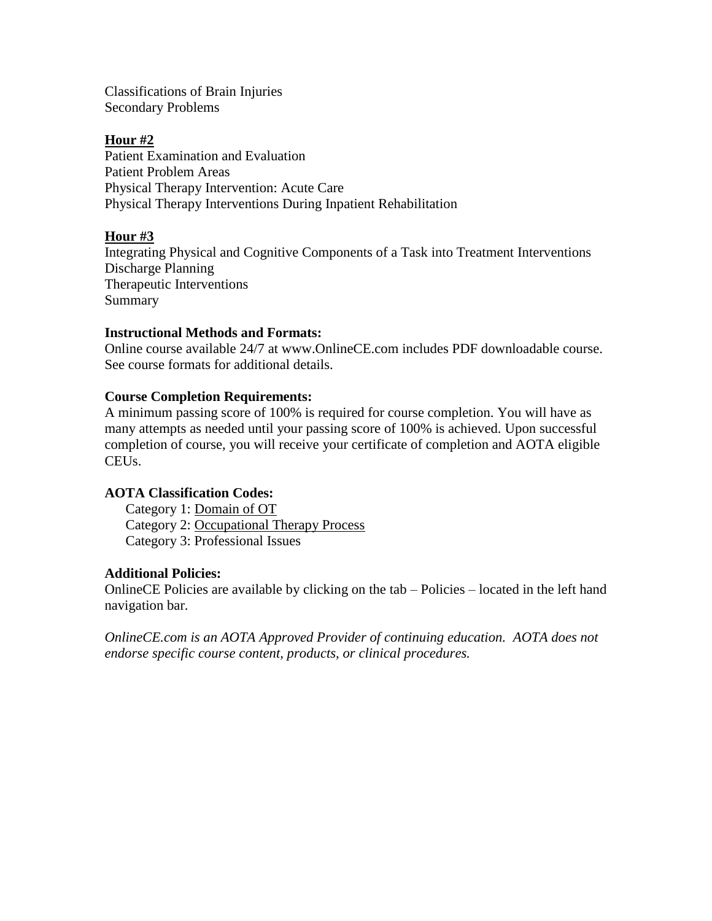Classifications of Brain Injuries
Secondary Problems

**Hour #2**

Patient Examination and Evaluation
Patient Problem Areas
Physical Therapy Intervention: Acute Care
Physical Therapy Interventions During Inpatient Rehabilitation

**Hour #3**

Integrating Physical and Cognitive Components of a Task into Treatment Interventions
Discharge Planning
Therapeutic Interventions
Summary

**Instructional Methods and Formats:**
Online course available 24/7 at www.OnlineCE.com includes PDF downloadable course. See course formats for additional details.

**Course Completion Requirements:**
A minimum passing score of 100% is required for course completion. You will have as many attempts as needed until your passing score of 100% is achieved. Upon successful completion of course, you will receive your certificate of completion and AOTA eligible CEUs.

**AOTA Classification Codes:**

Category 1: Domain of OT
Category 2: Occupational Therapy Process
Category 3: Professional Issues

**Additional Policies:**
OnlineCE Policies are available by clicking on the tab – Policies – located in the left hand navigation bar.

*OnlineCE.com is an AOTA Approved Provider of continuing education. AOTA does not endorse specific course content, products, or clinical procedures.*